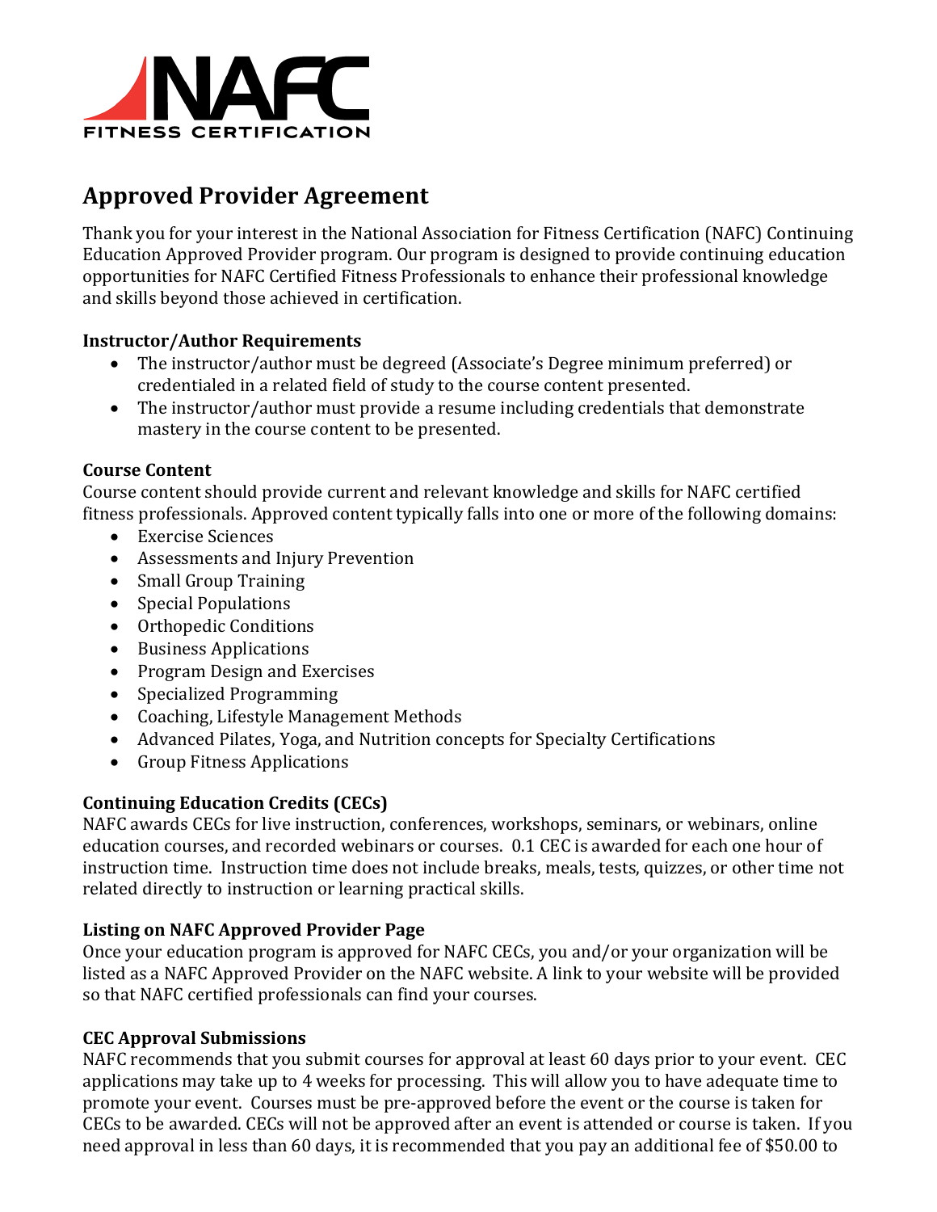NAFC FITNESS CERTIFICATION

## Approved Provider Agreement

Thank you for your interest in the National Association for Fitness Certification (NAFC) Continuing Education Approved Provider program. Our program is designed to provide continuing education opportunities for NAFC Certified Fitness Professionals to enhance their professional knowledge and skills beyond those achieved in certification.

**Instructor/Author Requirements**

- The instructor/author must be degreed (Associate's Degree minimum preferred) or credentialed in a related field of study to the course content presented.
- The instructor/author must provide a resume including credentials that demonstrate mastery in the course content to be presented.

**Course Content**

Course content should provide current and relevant knowledge and skills for NAFC certified fitness professionals. Approved content typically falls into one or more of the following domains:

- Exercise Sciences
- Assessments and Injury Prevention
- Small Group Training
- Special Populations
- Orthopedic Conditions
- Business Applications
- Program Design and Exercises
- Specialized Programming
- Coaching, Lifestyle Management Methods
- Advanced Pilates, Yoga, and Nutrition concepts for Specialty Certifications
- Group Fitness Applications

**Continuing Education Credits (CECs)**

NAFC awards CECs for live instruction, conferences, workshops, seminars, or webinars, online education courses, and recorded webinars or courses. 0.1 CEC is awarded for each one hour of instruction time. Instruction time does not include breaks, meals, tests, quizzes, or other time not related directly to instruction or learning practical skills.

**Listing on NAFC Approved Provider Page**

Once your education program is approved for NAFC CECs, you and/or your organization will be listed as a NAFC Approved Provider on the NAFC website. A link to your website will be provided so that NAFC certified professionals can find your courses.

**CEC Approval Submissions**

NAFC recommends that you submit courses for approval at least 60 days prior to your event. CEC applications may take up to 4 weeks for processing. This will allow you to have adequate time to promote your event. Courses must be pre-approved before the event or the course is taken for CECs to be awarded. CECs will not be approved after an event is attended or course is taken. If you need approval in less than 60 days, it is recommended that you pay an additional fee of $50.00 to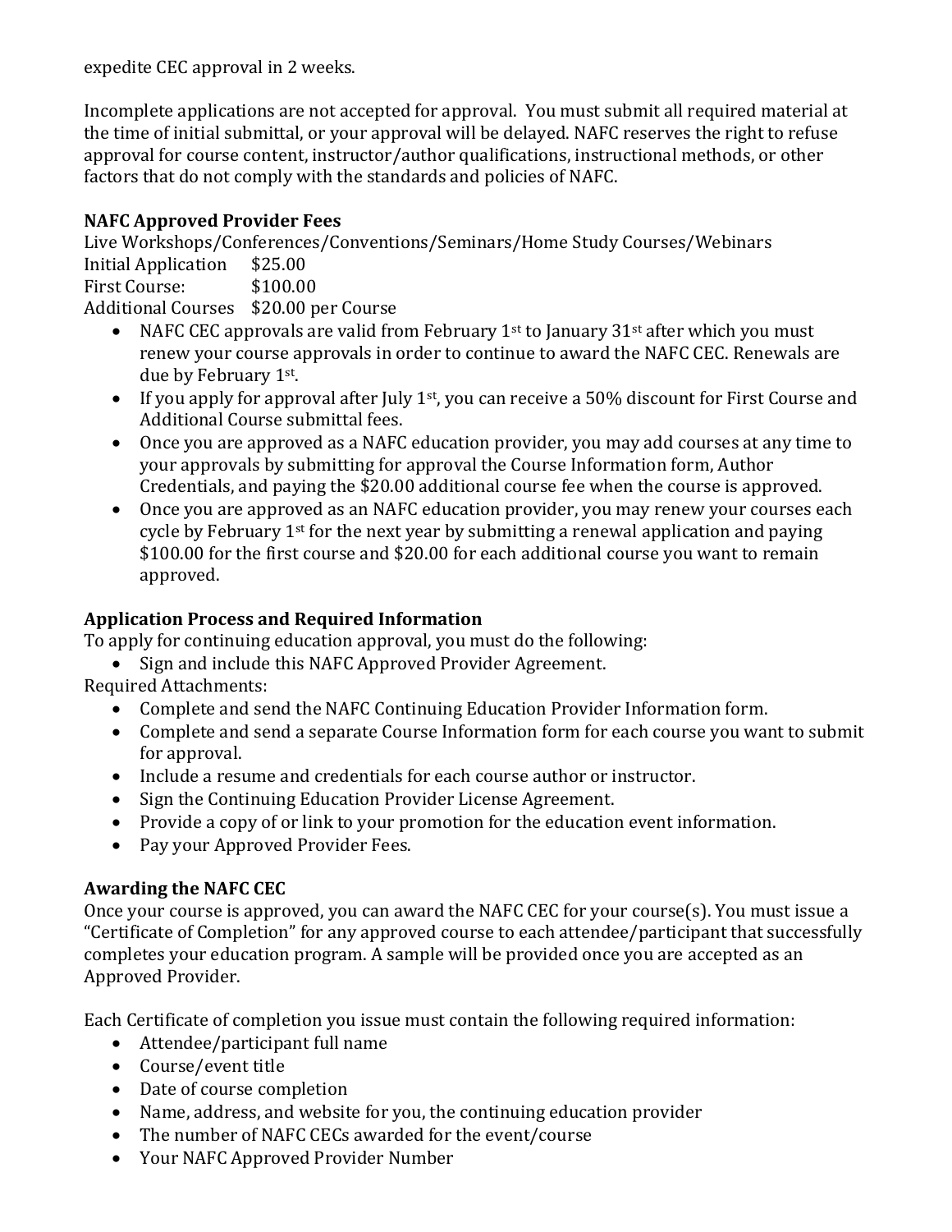expedite CEC approval in 2 weeks.

Incomplete applications are not accepted for approval. You must submit all required material at the time of initial submittal, or your approval will be delayed. NAFC reserves the right to refuse approval for course content, instructor/author qualifications, instructional methods, or other factors that do not comply with the standards and policies of NAFC.

**NAFC Approved Provider Fees**

Live Workshops/Conferences/Conventions/Seminars/Home Study Courses/Webinars
Initial Application $25.00
First Course: $100.00
Additional Courses $20.00 per Course

- NAFC CEC approvals are valid from February 1st to January 31st after which you must renew your course approvals in order to continue to award the NAFC CEC. Renewals are due by February 1st.
- If you apply for approval after July 1st, you can receive a 50% discount for First Course and Additional Course submittal fees.
- Once you are approved as a NAFC education provider, you may add courses at any time to your approvals by submitting for approval the Course Information form, Author Credentials, and paying the $20.00 additional course fee when the course is approved.
- Once you are approved as an NAFC education provider, you may renew your courses each cycle by February 1st for the next year by submitting a renewal application and paying $100.00 for the first course and $20.00 for each additional course you want to remain approved.

**Application Process and Required Information**

To apply for continuing education approval, you must do the following:

- Sign and include this NAFC Approved Provider Agreement.

Required Attachments:

- Complete and send the NAFC Continuing Education Provider Information form.
- Complete and send a separate Course Information form for each course you want to submit for approval.
- Include a resume and credentials for each course author or instructor.
- Sign the Continuing Education Provider License Agreement.
- Provide a copy of or link to your promotion for the education event information.
- Pay your Approved Provider Fees.

**Awarding the NAFC CEC**

Once your course is approved, you can award the NAFC CEC for your course(s). You must issue a "Certificate of Completion" for any approved course to each attendee/participant that successfully completes your education program. A sample will be provided once you are accepted as an Approved Provider.

Each Certificate of completion you issue must contain the following required information:

- Attendee/participant full name
- Course/event title
- Date of course completion
- Name, address, and website for you, the continuing education provider
- The number of NAFC CECs awarded for the event/course
- Your NAFC Approved Provider Number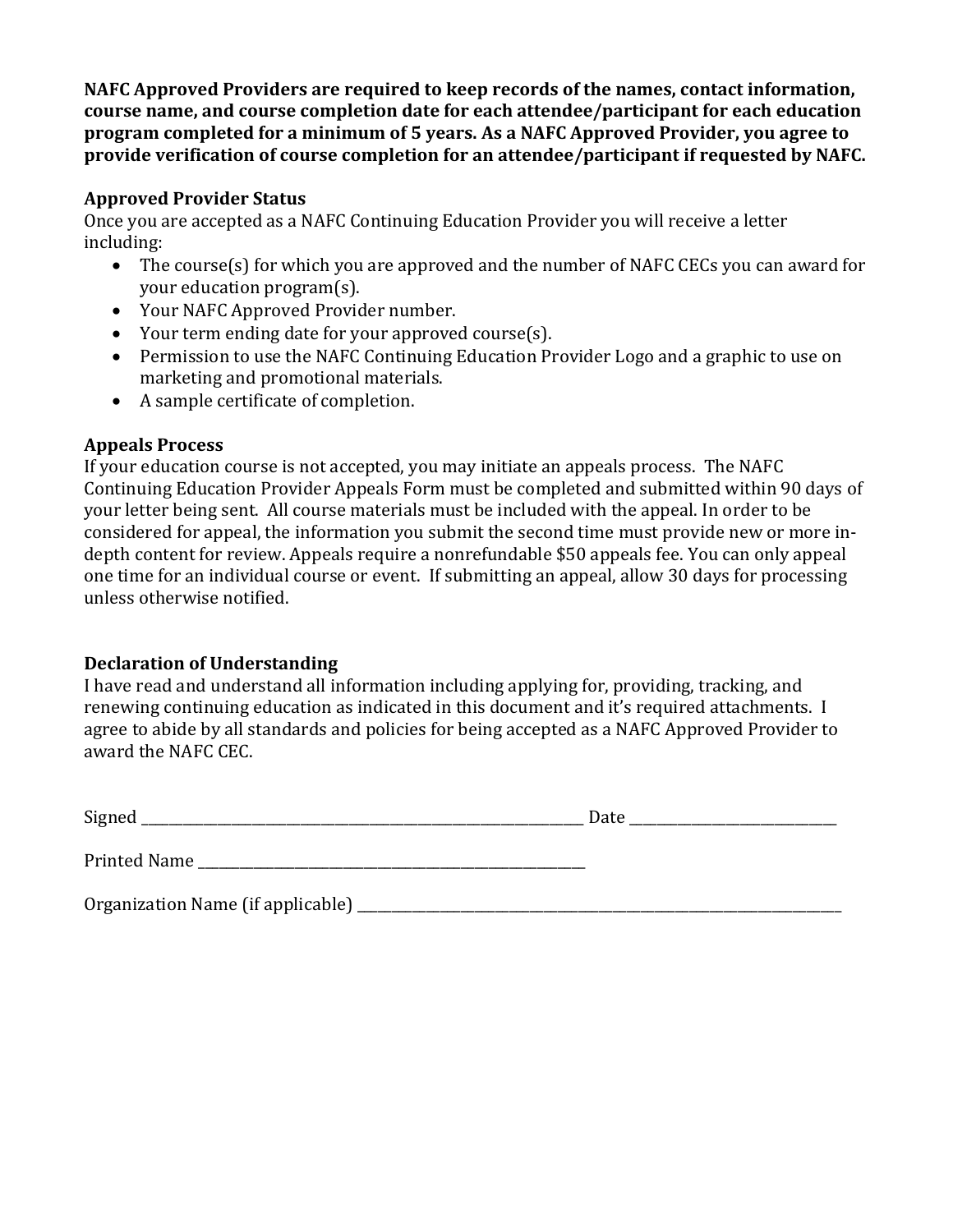**NAFC Approved Providers are required to keep records of the names, contact information, course name, and course completion date for each attendee/participant for each education program completed for a minimum of 5 years. As a NAFC Approved Provider, you agree to provide verification of course completion for an attendee/participant if requested by NAFC.**

### Approved Provider Status

Once you are accepted as a NAFC Continuing Education Provider you will receive a letter including:

- The course(s) for which you are approved and the number of NAFC CECs you can award for your education program(s).
- Your NAFC Approved Provider number.
- Your term ending date for your approved course(s).
- Permission to use the NAFC Continuing Education Provider Logo and a graphic to use on marketing and promotional materials.
- A sample certificate of completion.

### Appeals Process

If your education course is not accepted, you may initiate an appeals process. The NAFC Continuing Education Provider Appeals Form must be completed and submitted within 90 days of your letter being sent. All course materials must be included with the appeal. In order to be considered for appeal, the information you submit the second time must provide new or more in-depth content for review. Appeals require a nonrefundable $50 appeals fee. You can only appeal one time for an individual course or event. If submitting an appeal, allow 30 days for processing unless otherwise notified.

### Declaration of Understanding

I have read and understand all information including applying for, providing, tracking, and renewing continuing education as indicated in this document and it's required attachments. I agree to abide by all standards and policies for being accepted as a NAFC Approved Provider to award the NAFC CEC.

Signed ______________________________ Date ______________

Printed Name ______________________________

Organization Name (if applicable) ______________________________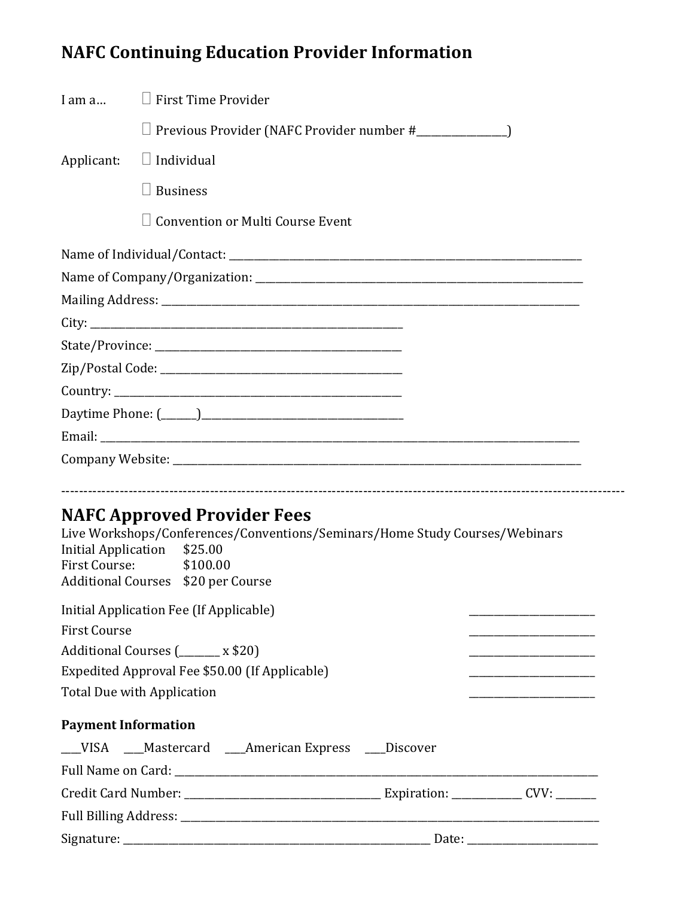## NAFC Continuing Education Provider Information

I am a… ☐ First Time Provider

☐ Previous Provider (NAFC Provider number #_________________)

Applicant: ☐ Individual

☐ Business

☐ Convention or Multi Course Event

Name of Individual/Contact: ______________________________________________________________________

Name of Company/Organization: __________________________________________________________________

Mailing Address: _________________________________________________________________________________

City: ___________________________________________________________

State/Province: _______________________________________________

Zip/Postal Code: ______________________________________________

Country: ______________________________________________________

Daytime Phone: (_______)_______________________________________

Email: ____________________________________________________________________________________________

Company Website: ________________________________________________________________________________

---

## NAFC Approved Provider Fees

Live Workshops/Conferences/Conventions/Seminars/Home Study Courses/Webinars

Initial Application $25.00
First Course: $100.00
Additional Courses $20 per Course

| | |
|---|---|
| Initial Application Fee (If Applicable) | ________________________ |
| First Course | ________________________ |
| Additional Courses (________ x $20) | ________________________ |
| Expedited Approval Fee $50.00 (If Applicable) | ________________________ |
| Total Due with Application | ________________________ |

**Payment Information**

___VISA ___Mastercard ___American Express ___Discover

Full Name on Card: ___________________________________________________________________________________

Credit Card Number: _____________________________________ Expiration: _____________ CVV: _______

Full Billing Address: _________________________________________________________________________________

Signature: __________________________________________________________ Date: ________________________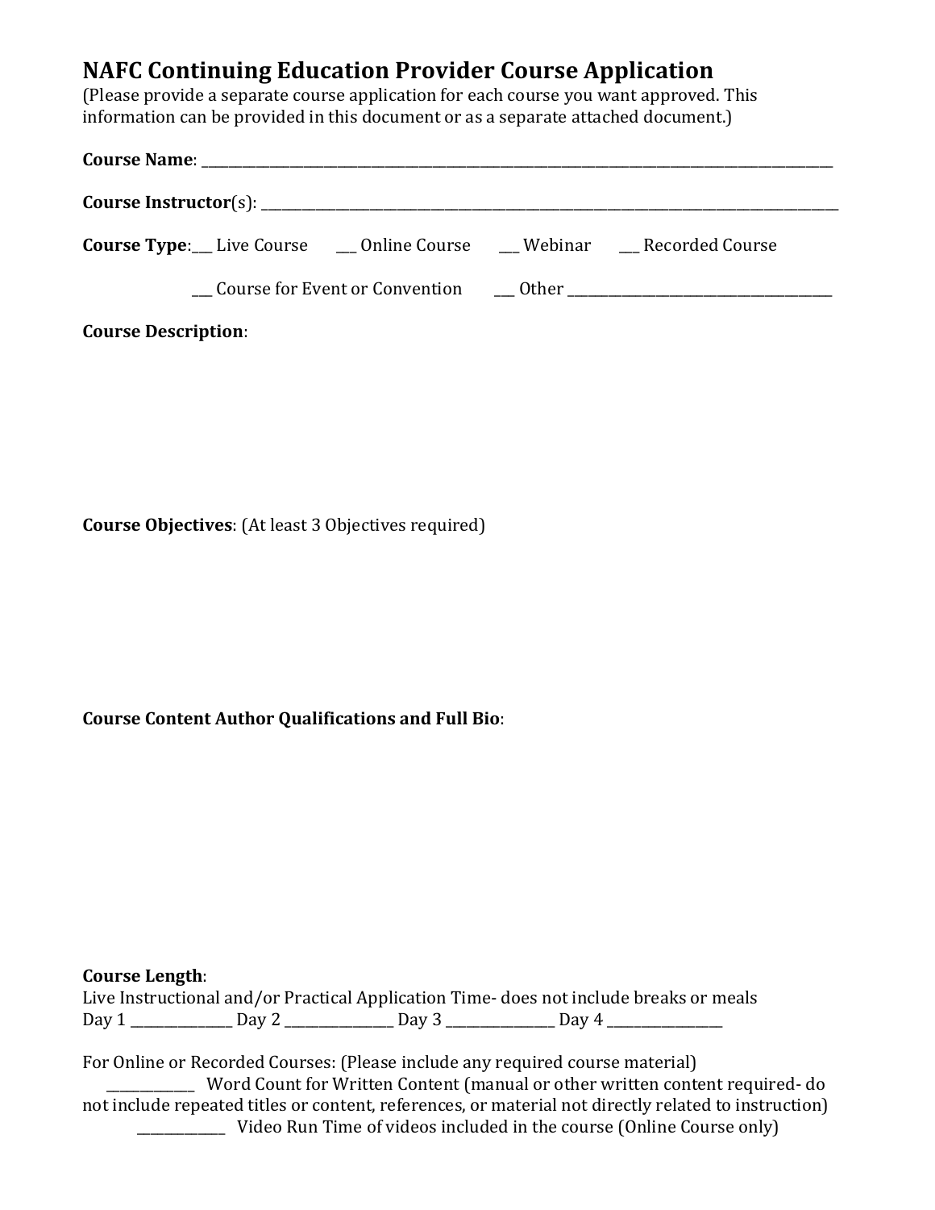## NAFC Continuing Education Provider Course Application

(Please provide a separate course application for each course you want approved. This information can be provided in this document or as a separate attached document.)

**Course Name**: ______________________________________________________________________

**Course Instructor**(s): ___________________________________________________________________

**Course Type**:___ Live Course ___ Online Course ___ Webinar ___ Recorded Course

___ Course for Event or Convention ___ Other ______________________________

**Course Description**:

**Course Objectives**: (At least 3 Objectives required)

**Course Content Author Qualifications and Full Bio**:

**Course Length**:

Live Instructional and/or Practical Application Time- does not include breaks or meals

Day 1 ____________ Day 2 ____________ Day 3 ____________ Day 4 ____________

For Online or Recorded Courses: (Please include any required course material)

__________ Word Count for Written Content (manual or other written content required- do not include repeated titles or content, references, or material not directly related to instruction)

__________ Video Run Time of videos included in the course (Online Course only)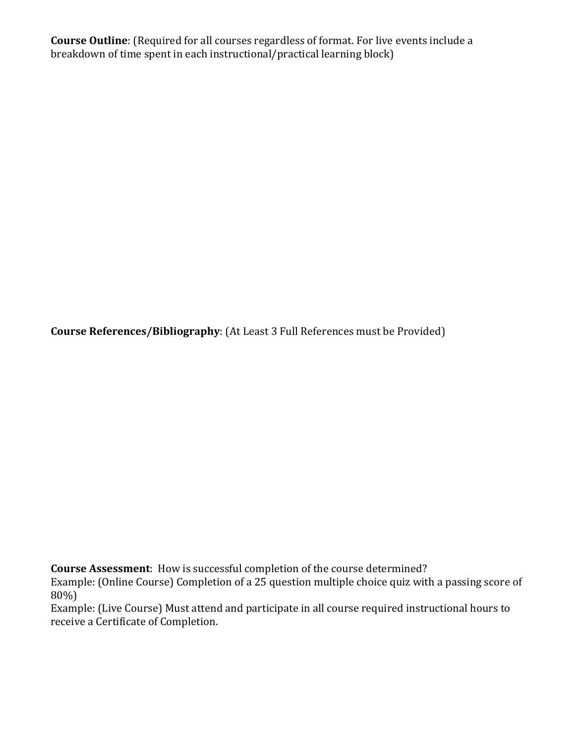**Course Outline**: (Required for all courses regardless of format. For live events include a breakdown of time spent in each instructional/practical learning block)

**Course References/Bibliography**: (At Least 3 Full References must be Provided)

**Course Assessment**: How is successful completion of the course determined?
Example: (Online Course) Completion of a 25 question multiple choice quiz with a passing score of 80%)
Example: (Live Course) Must attend and participate in all course required instructional hours to receive a Certificate of Completion.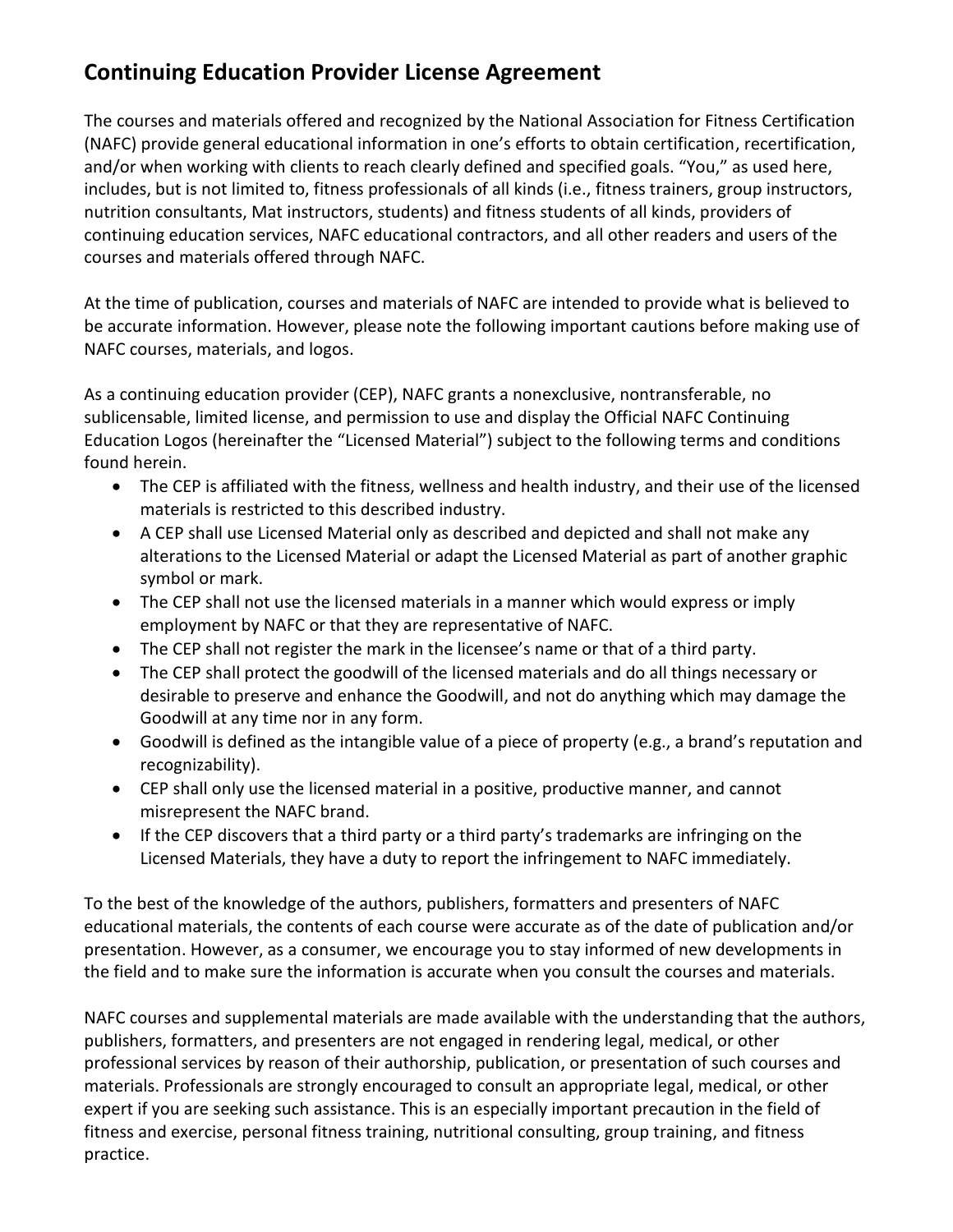## Continuing Education Provider License Agreement

The courses and materials offered and recognized by the National Association for Fitness Certification (NAFC) provide general educational information in one's efforts to obtain certification, recertification, and/or when working with clients to reach clearly defined and specified goals. "You," as used here, includes, but is not limited to, fitness professionals of all kinds (i.e., fitness trainers, group instructors, nutrition consultants, Mat instructors, students) and fitness students of all kinds, providers of continuing education services, NAFC educational contractors, and all other readers and users of the courses and materials offered through NAFC.

At the time of publication, courses and materials of NAFC are intended to provide what is believed to be accurate information. However, please note the following important cautions before making use of NAFC courses, materials, and logos.

As a continuing education provider (CEP), NAFC grants a nonexclusive, nontransferable, no sublicensable, limited license, and permission to use and display the Official NAFC Continuing Education Logos (hereinafter the "Licensed Material") subject to the following terms and conditions found herein.

- The CEP is affiliated with the fitness, wellness and health industry, and their use of the licensed materials is restricted to this described industry.
- A CEP shall use Licensed Material only as described and depicted and shall not make any alterations to the Licensed Material or adapt the Licensed Material as part of another graphic symbol or mark.
- The CEP shall not use the licensed materials in a manner which would express or imply employment by NAFC or that they are representative of NAFC.
- The CEP shall not register the mark in the licensee's name or that of a third party.
- The CEP shall protect the goodwill of the licensed materials and do all things necessary or desirable to preserve and enhance the Goodwill, and not do anything which may damage the Goodwill at any time nor in any form.
- Goodwill is defined as the intangible value of a piece of property (e.g., a brand's reputation and recognizability).
- CEP shall only use the licensed material in a positive, productive manner, and cannot misrepresent the NAFC brand.
- If the CEP discovers that a third party or a third party's trademarks are infringing on the Licensed Materials, they have a duty to report the infringement to NAFC immediately.

To the best of the knowledge of the authors, publishers, formatters and presenters of NAFC educational materials, the contents of each course were accurate as of the date of publication and/or presentation. However, as a consumer, we encourage you to stay informed of new developments in the field and to make sure the information is accurate when you consult the courses and materials.

NAFC courses and supplemental materials are made available with the understanding that the authors, publishers, formatters, and presenters are not engaged in rendering legal, medical, or other professional services by reason of their authorship, publication, or presentation of such courses and materials. Professionals are strongly encouraged to consult an appropriate legal, medical, or other expert if you are seeking such assistance. This is an especially important precaution in the field of fitness and exercise, personal fitness training, nutritional consulting, group training, and fitness practice.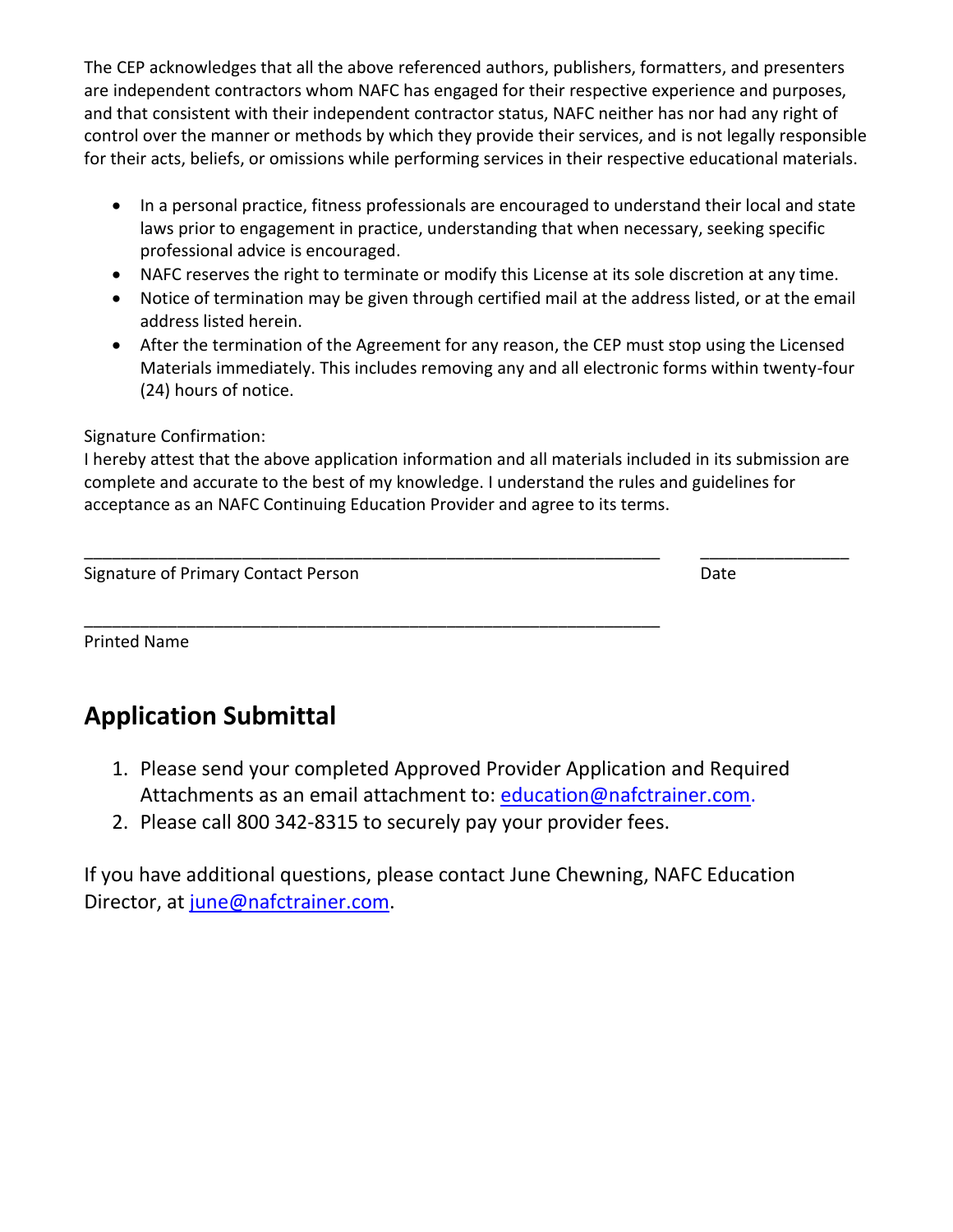The CEP acknowledges that all the above referenced authors, publishers, formatters, and presenters are independent contractors whom NAFC has engaged for their respective experience and purposes, and that consistent with their independent contractor status, NAFC neither has nor had any right of control over the manner or methods by which they provide their services, and is not legally responsible for their acts, beliefs, or omissions while performing services in their respective educational materials.

- In a personal practice, fitness professionals are encouraged to understand their local and state laws prior to engagement in practice, understanding that when necessary, seeking specific professional advice is encouraged.
- NAFC reserves the right to terminate or modify this License at its sole discretion at any time.
- Notice of termination may be given through certified mail at the address listed, or at the email address listed herein.
- After the termination of the Agreement for any reason, the CEP must stop using the Licensed Materials immediately. This includes removing any and all electronic forms within twenty-four (24) hours of notice.

Signature Confirmation:
I hereby attest that the above application information and all materials included in its submission are complete and accurate to the best of my knowledge. I understand the rules and guidelines for acceptance as an NAFC Continuing Education Provider and agree to its terms.

_______________________________________________________________ ________________

Signature of Primary Contact Person Date

_______________________________________________________________

Printed Name

## Application Submittal

1. Please send your completed Approved Provider Application and Required Attachments as an email attachment to: education@nafctrainer.com.
2. Please call 800 342-8315 to securely pay your provider fees.

If you have additional questions, please contact June Chewning, NAFC Education Director, at june@nafctrainer.com.